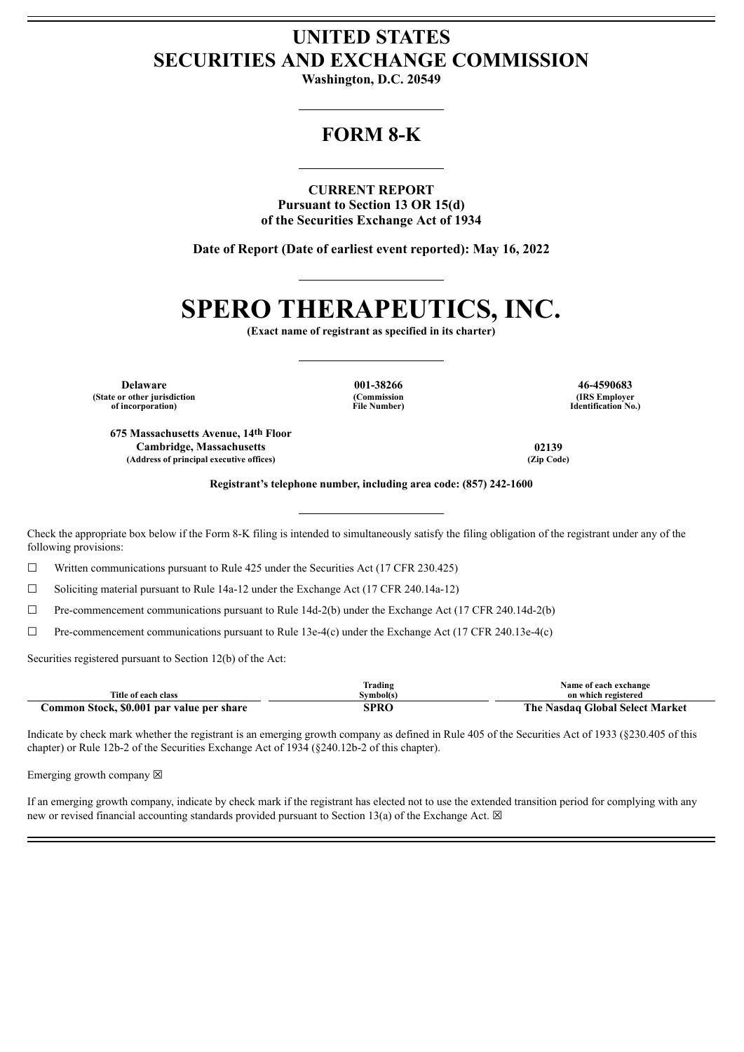# UNITED STATES SECURITIES AND EXCHANGE COMMISSION

**Washington, D.C. 20549**

## FORM 8-K

**CURRENT REPORT**
**Pursuant to Section 13 OR 15(d)**
**of the Securities Exchange Act of 1934**

**Date of Report (Date of earliest event reported): May 16, 2022**

# SPERO THERAPEUTICS, INC.

**(Exact name of registrant as specified in its charter)**

| Delaware | 001-38266 | 46-4590683 |
|---|---|---|
| (State or other jurisdiction of incorporation) | (Commission File Number) | (IRS Employer Identification No.) |

| 675 Massachusetts Avenue, 14th Floor Cambridge, Massachusetts | 02139 |
|---|---|
| (Address of principal executive offices) | (Zip Code) |

**Registrant's telephone number, including area code: (857) 242-1600**

Check the appropriate box below if the Form 8-K filing is intended to simultaneously satisfy the filing obligation of the registrant under any of the following provisions:

☐ Written communications pursuant to Rule 425 under the Securities Act (17 CFR 230.425)

☐ Soliciting material pursuant to Rule 14a-12 under the Exchange Act (17 CFR 240.14a-12)

☐ Pre-commencement communications pursuant to Rule 14d-2(b) under the Exchange Act (17 CFR 240.14d-2(b)

☐ Pre-commencement communications pursuant to Rule 13e-4(c) under the Exchange Act (17 CFR 240.13e-4(c)

Securities registered pursuant to Section 12(b) of the Act:

| Title of each class | Trading Symbol(s) | Name of each exchange on which registered |
|---|---|---|
| Common Stock, $0.001 par value per share | SPRO | The Nasdaq Global Select Market |

Indicate by check mark whether the registrant is an emerging growth company as defined in Rule 405 of the Securities Act of 1933 (§230.405 of this chapter) or Rule 12b-2 of the Securities Exchange Act of 1934 (§240.12b-2 of this chapter).

Emerging growth company ☒

If an emerging growth company, indicate by check mark if the registrant has elected not to use the extended transition period for complying with any new or revised financial accounting standards provided pursuant to Section 13(a) of the Exchange Act. ☒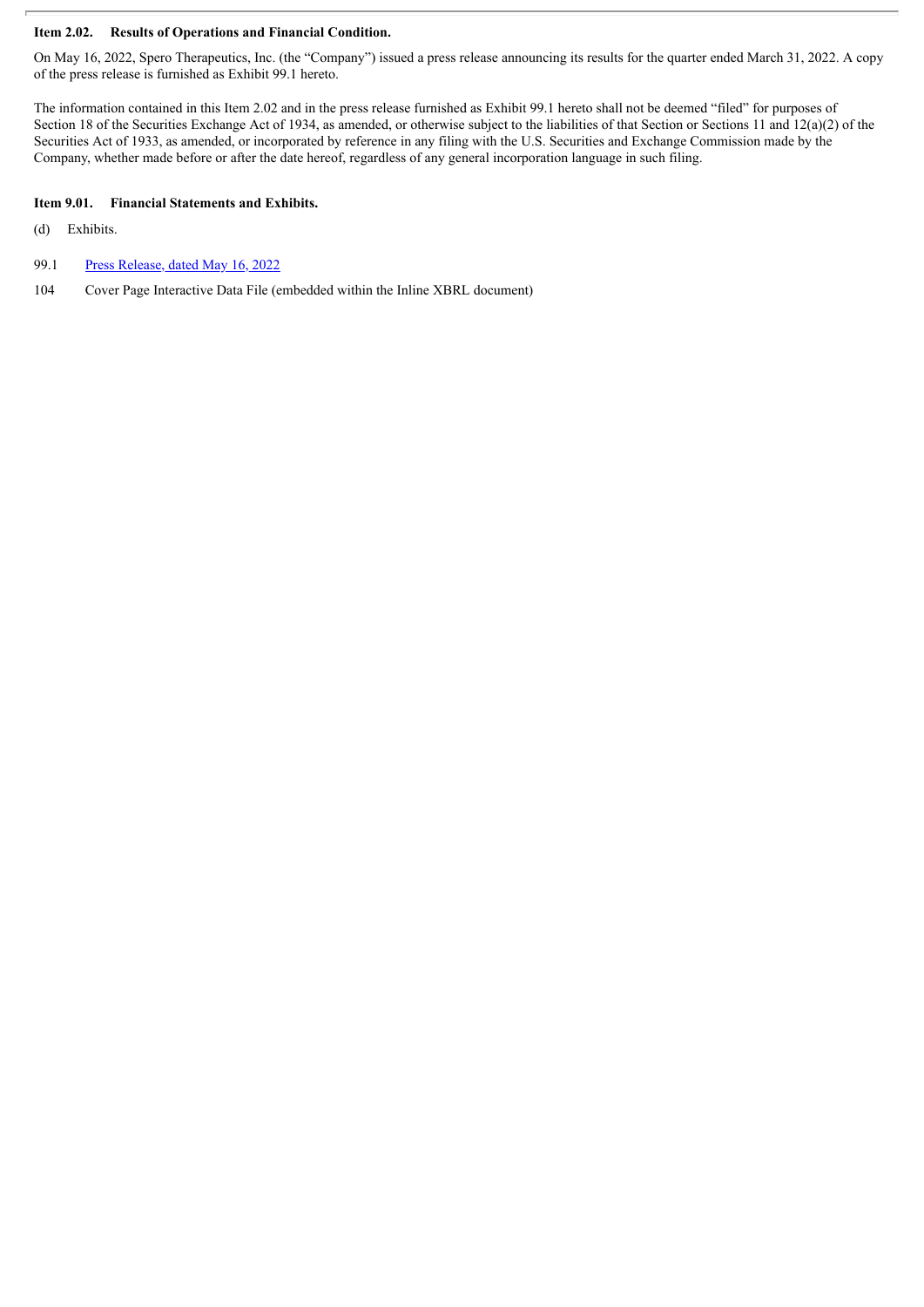**Item 2.02. Results of Operations and Financial Condition.**

On May 16, 2022, Spero Therapeutics, Inc. (the "Company") issued a press release announcing its results for the quarter ended March 31, 2022. A copy of the press release is furnished as Exhibit 99.1 hereto.

The information contained in this Item 2.02 and in the press release furnished as Exhibit 99.1 hereto shall not be deemed "filed" for purposes of Section 18 of the Securities Exchange Act of 1934, as amended, or otherwise subject to the liabilities of that Section or Sections 11 and 12(a)(2) of the Securities Act of 1933, as amended, or incorporated by reference in any filing with the U.S. Securities and Exchange Commission made by the Company, whether made before or after the date hereof, regardless of any general incorporation language in such filing.

**Item 9.01. Financial Statements and Exhibits.**

(d) Exhibits.

99.1 Press Release, dated May 16, 2022

104 Cover Page Interactive Data File (embedded within the Inline XBRL document)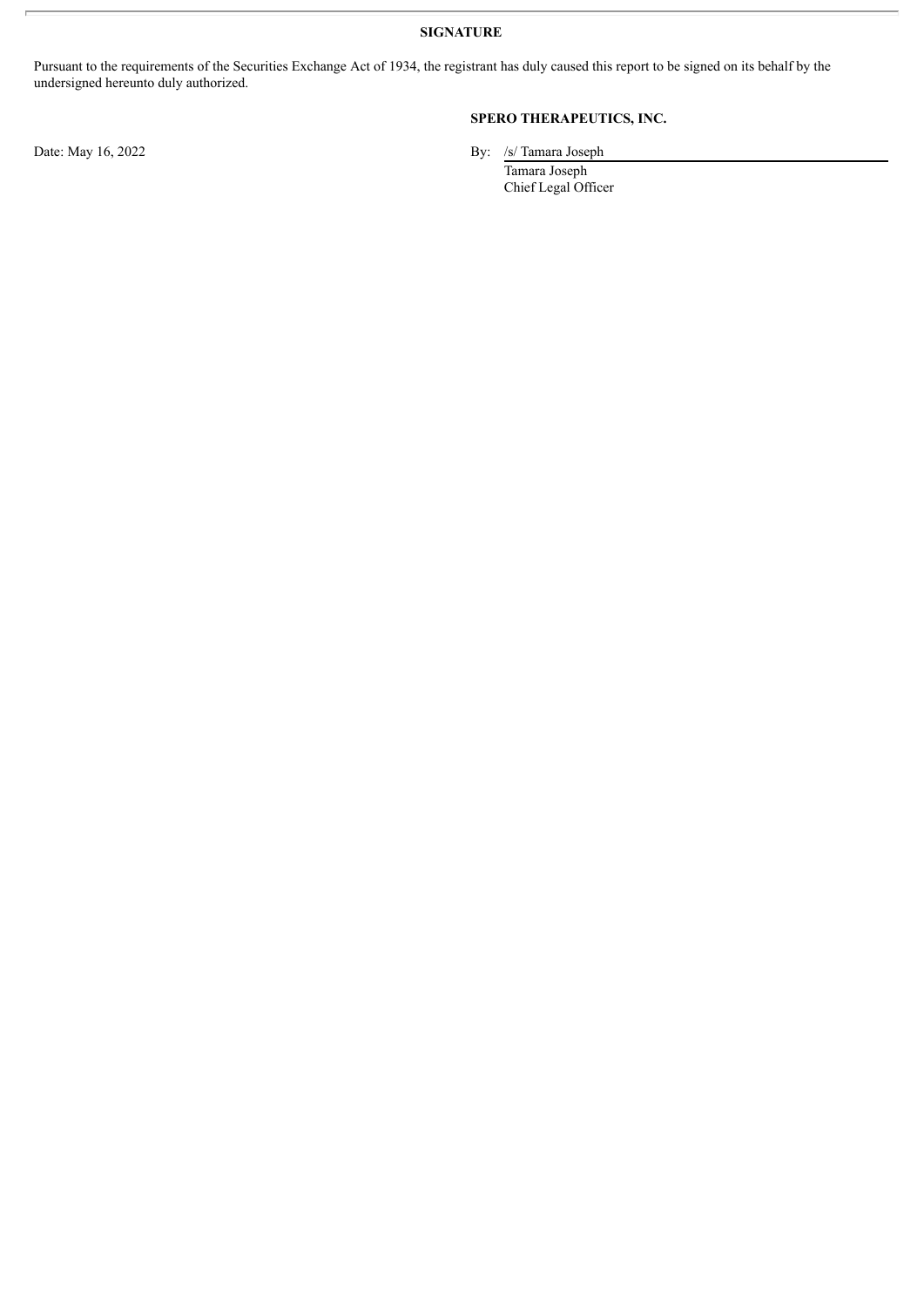**SIGNATURE**

Pursuant to the requirements of the Securities Exchange Act of 1934, the registrant has duly caused this report to be signed on its behalf by the undersigned hereunto duly authorized.

**SPERO THERAPEUTICS, INC.**

Date: May 16, 2022

By: /s/ Tamara Joseph  
Tamara Joseph  
Chief Legal Officer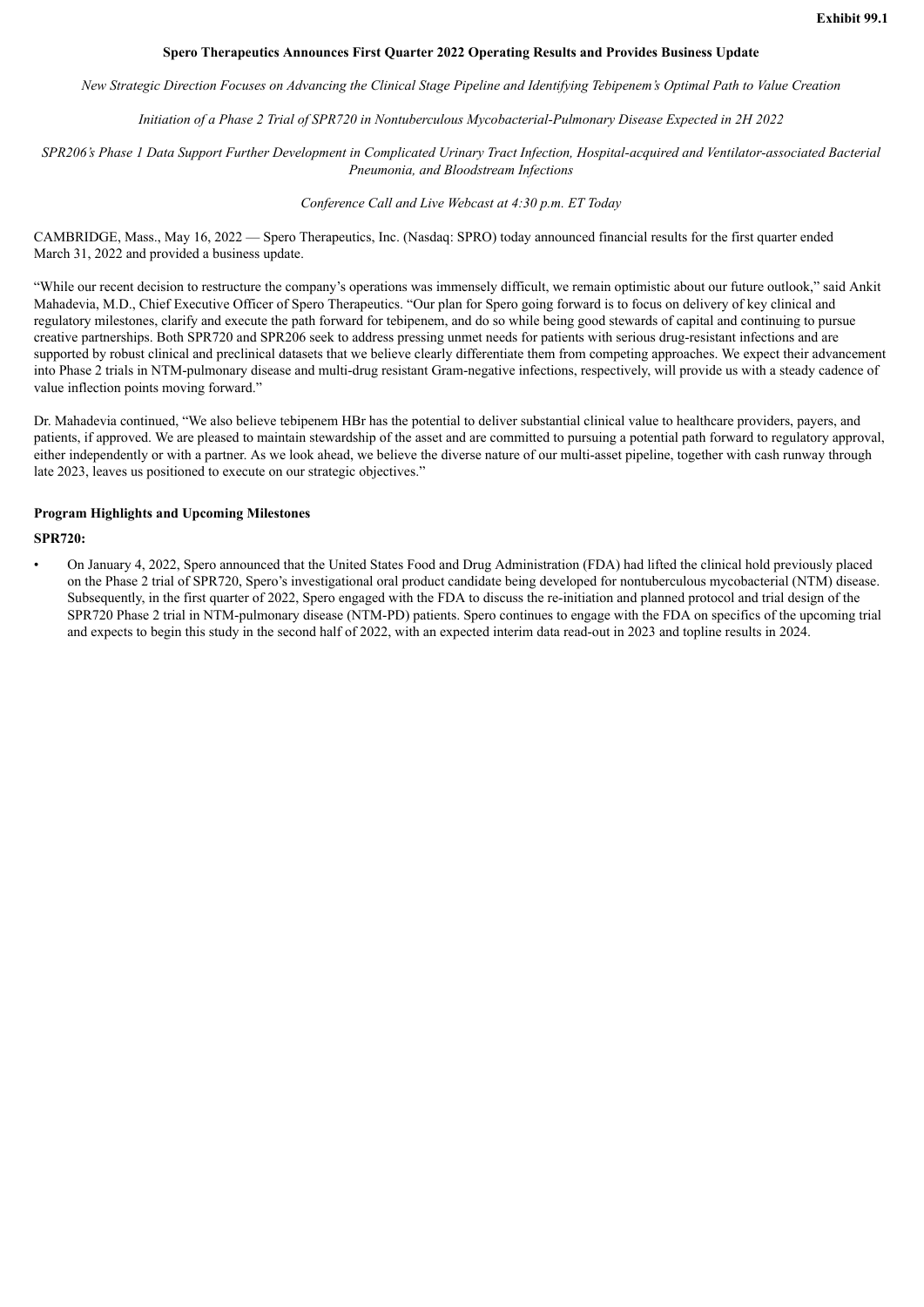**Exhibit 99.1**

**Spero Therapeutics Announces First Quarter 2022 Operating Results and Provides Business Update**

*New Strategic Direction Focuses on Advancing the Clinical Stage Pipeline and Identifying Tebipenem's Optimal Path to Value Creation*

*Initiation of a Phase 2 Trial of SPR720 in Nontuberculous Mycobacterial-Pulmonary Disease Expected in 2H 2022*

*SPR206's Phase 1 Data Support Further Development in Complicated Urinary Tract Infection, Hospital-acquired and Ventilator-associated Bacterial Pneumonia, and Bloodstream Infections*

*Conference Call and Live Webcast at 4:30 p.m. ET Today*

CAMBRIDGE, Mass., May 16, 2022 — Spero Therapeutics, Inc. (Nasdaq: SPRO) today announced financial results for the first quarter ended March 31, 2022 and provided a business update.

"While our recent decision to restructure the company's operations was immensely difficult, we remain optimistic about our future outlook," said Ankit Mahadevia, M.D., Chief Executive Officer of Spero Therapeutics. "Our plan for Spero going forward is to focus on delivery of key clinical and regulatory milestones, clarify and execute the path forward for tebipenem, and do so while being good stewards of capital and continuing to pursue creative partnerships. Both SPR720 and SPR206 seek to address pressing unmet needs for patients with serious drug-resistant infections and are supported by robust clinical and preclinical datasets that we believe clearly differentiate them from competing approaches. We expect their advancement into Phase 2 trials in NTM-pulmonary disease and multi-drug resistant Gram-negative infections, respectively, will provide us with a steady cadence of value inflection points moving forward."

Dr. Mahadevia continued, "We also believe tebipenem HBr has the potential to deliver substantial clinical value to healthcare providers, payers, and patients, if approved. We are pleased to maintain stewardship of the asset and are committed to pursuing a potential path forward to regulatory approval, either independently or with a partner. As we look ahead, we believe the diverse nature of our multi-asset pipeline, together with cash runway through late 2023, leaves us positioned to execute on our strategic objectives."

**Program Highlights and Upcoming Milestones**

**SPR720:**

- On January 4, 2022, Spero announced that the United States Food and Drug Administration (FDA) had lifted the clinical hold previously placed on the Phase 2 trial of SPR720, Spero's investigational oral product candidate being developed for nontuberculous mycobacterial (NTM) disease. Subsequently, in the first quarter of 2022, Spero engaged with the FDA to discuss the re-initiation and planned protocol and trial design of the SPR720 Phase 2 trial in NTM-pulmonary disease (NTM-PD) patients. Spero continues to engage with the FDA on specifics of the upcoming trial and expects to begin this study in the second half of 2022, with an expected interim data read-out in 2023 and topline results in 2024.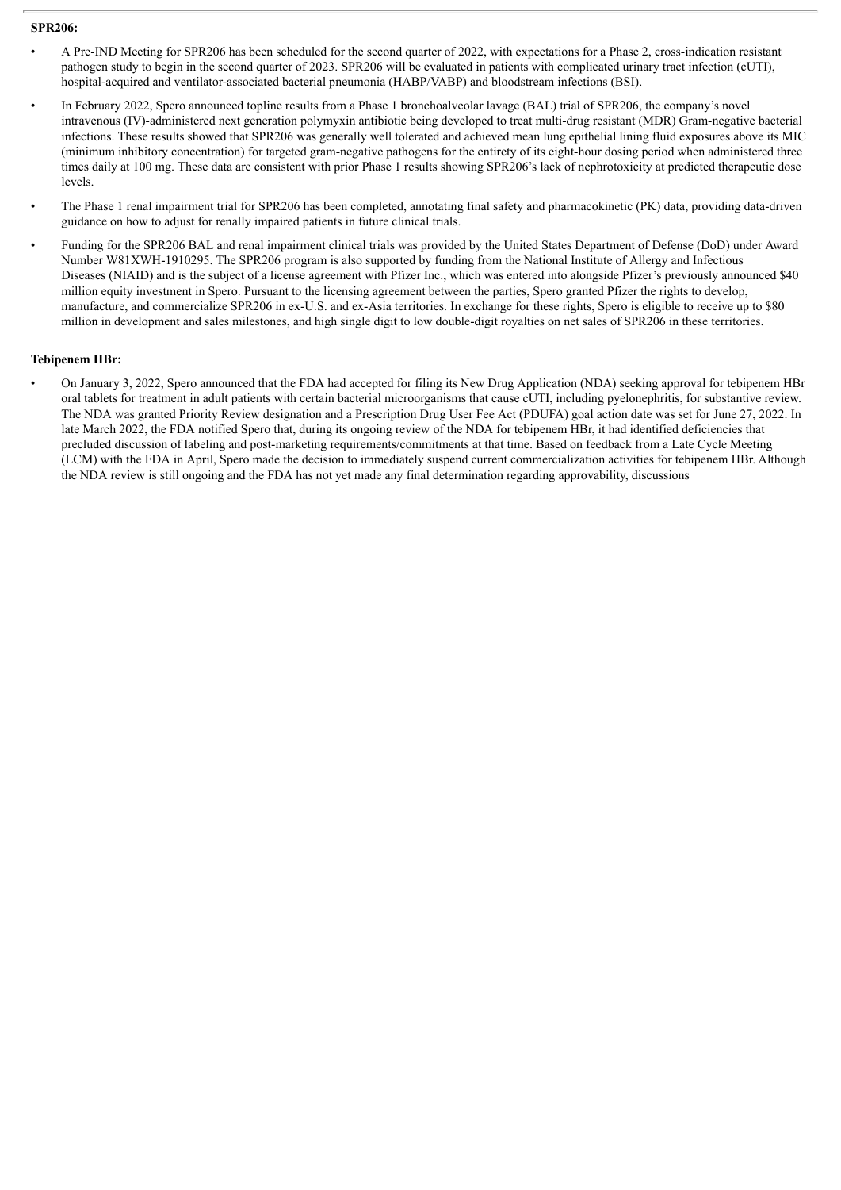**SPR206:**

- A Pre-IND Meeting for SPR206 has been scheduled for the second quarter of 2022, with expectations for a Phase 2, cross-indication resistant pathogen study to begin in the second quarter of 2023. SPR206 will be evaluated in patients with complicated urinary tract infection (cUTI), hospital-acquired and ventilator-associated bacterial pneumonia (HABP/VABP) and bloodstream infections (BSI).
- In February 2022, Spero announced topline results from a Phase 1 bronchoalveolar lavage (BAL) trial of SPR206, the company's novel intravenous (IV)-administered next generation polymyxin antibiotic being developed to treat multi-drug resistant (MDR) Gram-negative bacterial infections. These results showed that SPR206 was generally well tolerated and achieved mean lung epithelial lining fluid exposures above its MIC (minimum inhibitory concentration) for targeted gram-negative pathogens for the entirety of its eight-hour dosing period when administered three times daily at 100 mg. These data are consistent with prior Phase 1 results showing SPR206's lack of nephrotoxicity at predicted therapeutic dose levels.
- The Phase 1 renal impairment trial for SPR206 has been completed, annotating final safety and pharmacokinetic (PK) data, providing data-driven guidance on how to adjust for renally impaired patients in future clinical trials.
- Funding for the SPR206 BAL and renal impairment clinical trials was provided by the United States Department of Defense (DoD) under Award Number W81XWH-1910295. The SPR206 program is also supported by funding from the National Institute of Allergy and Infectious Diseases (NIAID) and is the subject of a license agreement with Pfizer Inc., which was entered into alongside Pfizer's previously announced $40 million equity investment in Spero. Pursuant to the licensing agreement between the parties, Spero granted Pfizer the rights to develop, manufacture, and commercialize SPR206 in ex-U.S. and ex-Asia territories. In exchange for these rights, Spero is eligible to receive up to $80 million in development and sales milestones, and high single digit to low double-digit royalties on net sales of SPR206 in these territories.

**Tebipenem HBr:**

- On January 3, 2022, Spero announced that the FDA had accepted for filing its New Drug Application (NDA) seeking approval for tebipenem HBr oral tablets for treatment in adult patients with certain bacterial microorganisms that cause cUTI, including pyelonephritis, for substantive review. The NDA was granted Priority Review designation and a Prescription Drug User Fee Act (PDUFA) goal action date was set for June 27, 2022. In late March 2022, the FDA notified Spero that, during its ongoing review of the NDA for tebipenem HBr, it had identified deficiencies that precluded discussion of labeling and post-marketing requirements/commitments at that time. Based on feedback from a Late Cycle Meeting (LCM) with the FDA in April, Spero made the decision to immediately suspend current commercialization activities for tebipenem HBr. Although the NDA review is still ongoing and the FDA has not yet made any final determination regarding approvability, discussions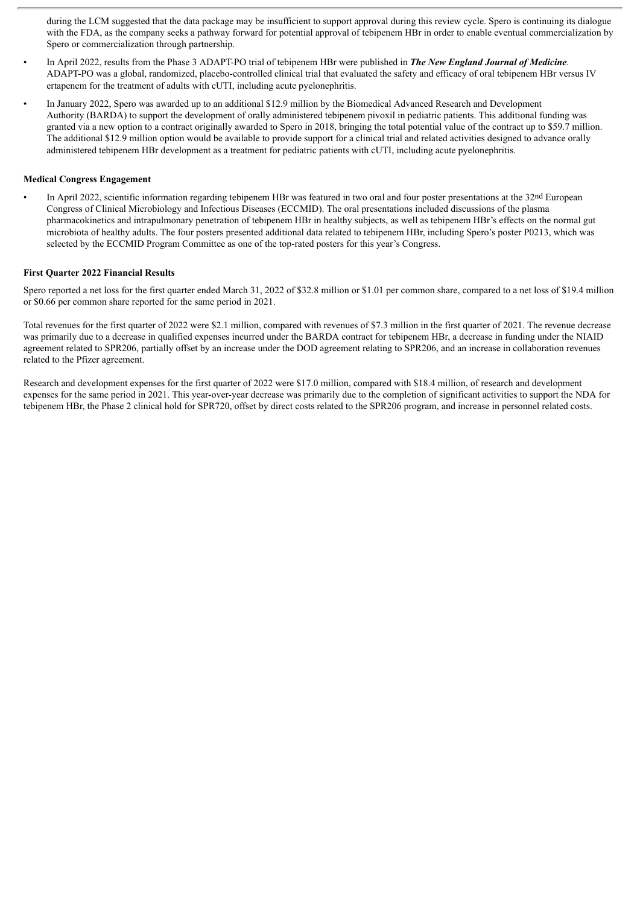during the LCM suggested that the data package may be insufficient to support approval during this review cycle. Spero is continuing its dialogue with the FDA, as the company seeks a pathway forward for potential approval of tebipenem HBr in order to enable eventual commercialization by Spero or commercialization through partnership.

- In April 2022, results from the Phase 3 ADAPT-PO trial of tebipenem HBr were published in ***The New England Journal of Medicine***. ADAPT-PO was a global, randomized, placebo-controlled clinical trial that evaluated the safety and efficacy of oral tebipenem HBr versus IV ertapenem for the treatment of adults with cUTI, including acute pyelonephritis.
- In January 2022, Spero was awarded up to an additional $12.9 million by the Biomedical Advanced Research and Development Authority (BARDA) to support the development of orally administered tebipenem pivoxil in pediatric patients. This additional funding was granted via a new option to a contract originally awarded to Spero in 2018, bringing the total potential value of the contract up to $59.7 million. The additional $12.9 million option would be available to provide support for a clinical trial and related activities designed to advance orally administered tebipenem HBr development as a treatment for pediatric patients with cUTI, including acute pyelonephritis.

**Medical Congress Engagement**

- In April 2022, scientific information regarding tebipenem HBr was featured in two oral and four poster presentations at the 32nd European Congress of Clinical Microbiology and Infectious Diseases (ECCMID). The oral presentations included discussions of the plasma pharmacokinetics and intrapulmonary penetration of tebipenem HBr in healthy subjects, as well as tebipenem HBr's effects on the normal gut microbiota of healthy adults. The four posters presented additional data related to tebipenem HBr, including Spero's poster P0213, which was selected by the ECCMID Program Committee as one of the top-rated posters for this year's Congress.

**First Quarter 2022 Financial Results**

Spero reported a net loss for the first quarter ended March 31, 2022 of $32.8 million or $1.01 per common share, compared to a net loss of $19.4 million or $0.66 per common share reported for the same period in 2021.

Total revenues for the first quarter of 2022 were $2.1 million, compared with revenues of $7.3 million in the first quarter of 2021. The revenue decrease was primarily due to a decrease in qualified expenses incurred under the BARDA contract for tebipenem HBr, a decrease in funding under the NIAID agreement related to SPR206, partially offset by an increase under the DOD agreement relating to SPR206, and an increase in collaboration revenues related to the Pfizer agreement.

Research and development expenses for the first quarter of 2022 were $17.0 million, compared with $18.4 million, of research and development expenses for the same period in 2021. This year-over-year decrease was primarily due to the completion of significant activities to support the NDA for tebipenem HBr, the Phase 2 clinical hold for SPR720, offset by direct costs related to the SPR206 program, and increase in personnel related costs.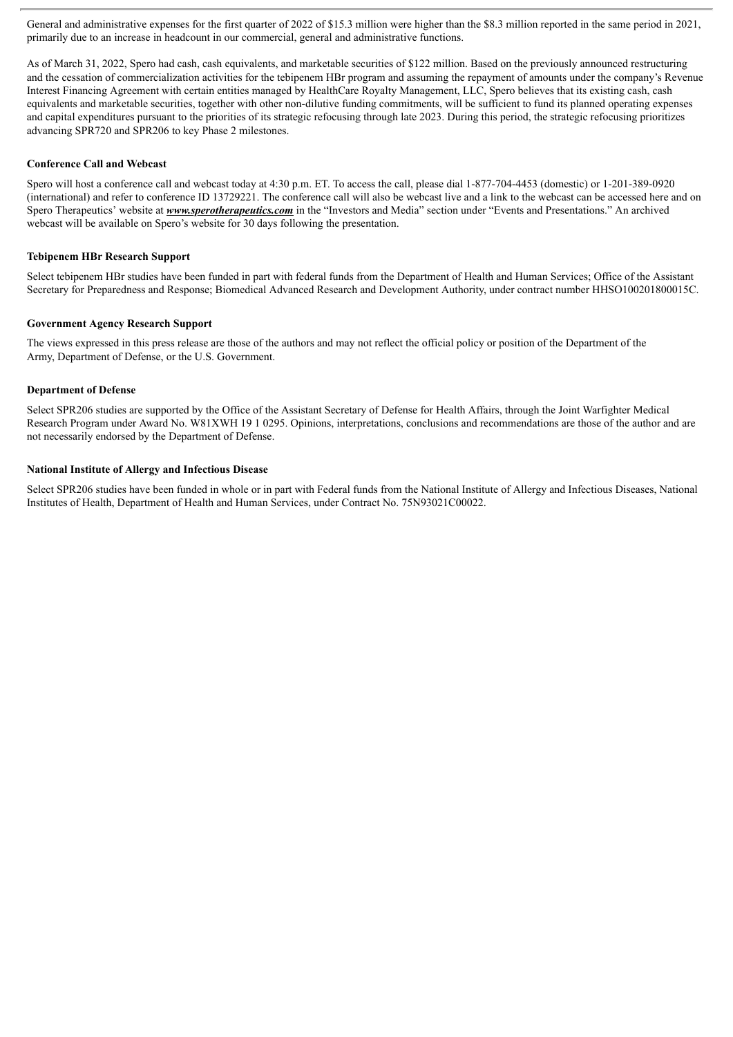General and administrative expenses for the first quarter of 2022 of $15.3 million were higher than the $8.3 million reported in the same period in 2021, primarily due to an increase in headcount in our commercial, general and administrative functions.

As of March 31, 2022, Spero had cash, cash equivalents, and marketable securities of $122 million. Based on the previously announced restructuring and the cessation of commercialization activities for the tebipenem HBr program and assuming the repayment of amounts under the company's Revenue Interest Financing Agreement with certain entities managed by HealthCare Royalty Management, LLC, Spero believes that its existing cash, cash equivalents and marketable securities, together with other non-dilutive funding commitments, will be sufficient to fund its planned operating expenses and capital expenditures pursuant to the priorities of its strategic refocusing through late 2023. During this period, the strategic refocusing prioritizes advancing SPR720 and SPR206 to key Phase 2 milestones.

**Conference Call and Webcast**

Spero will host a conference call and webcast today at 4:30 p.m. ET. To access the call, please dial 1-877-704-4453 (domestic) or 1-201-389-0920 (international) and refer to conference ID 13729221. The conference call will also be webcast live and a link to the webcast can be accessed here and on Spero Therapeutics' website at ***www.sperotherapeutics.com*** in the "Investors and Media" section under "Events and Presentations." An archived webcast will be available on Spero's website for 30 days following the presentation.

**Tebipenem HBr Research Support**

Select tebipenem HBr studies have been funded in part with federal funds from the Department of Health and Human Services; Office of the Assistant Secretary for Preparedness and Response; Biomedical Advanced Research and Development Authority, under contract number HHSO100201800015C.

**Government Agency Research Support**

The views expressed in this press release are those of the authors and may not reflect the official policy or position of the Department of the Army, Department of Defense, or the U.S. Government.

**Department of Defense**

Select SPR206 studies are supported by the Office of the Assistant Secretary of Defense for Health Affairs, through the Joint Warfighter Medical Research Program under Award No. W81XWH 19 1 0295. Opinions, interpretations, conclusions and recommendations are those of the author and are not necessarily endorsed by the Department of Defense.

**National Institute of Allergy and Infectious Disease**

Select SPR206 studies have been funded in whole or in part with Federal funds from the National Institute of Allergy and Infectious Diseases, National Institutes of Health, Department of Health and Human Services, under Contract No. 75N93021C00022.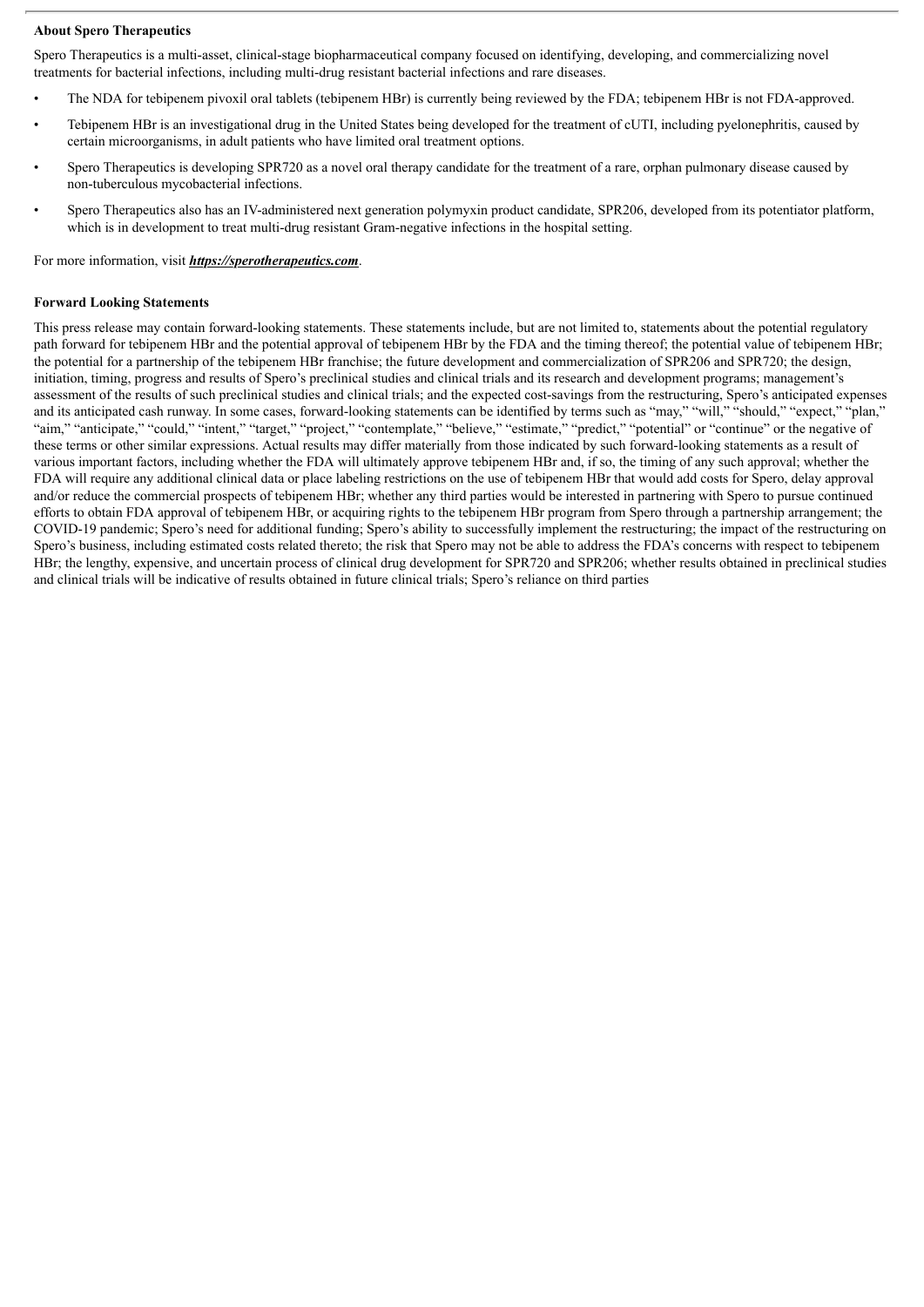**About Spero Therapeutics**

Spero Therapeutics is a multi-asset, clinical-stage biopharmaceutical company focused on identifying, developing, and commercializing novel treatments for bacterial infections, including multi-drug resistant bacterial infections and rare diseases.

- The NDA for tebipenem pivoxil oral tablets (tebipenem HBr) is currently being reviewed by the FDA; tebipenem HBr is not FDA-approved.
- Tebipenem HBr is an investigational drug in the United States being developed for the treatment of cUTI, including pyelonephritis, caused by certain microorganisms, in adult patients who have limited oral treatment options.
- Spero Therapeutics is developing SPR720 as a novel oral therapy candidate for the treatment of a rare, orphan pulmonary disease caused by non-tuberculous mycobacterial infections.
- Spero Therapeutics also has an IV-administered next generation polymyxin product candidate, SPR206, developed from its potentiator platform, which is in development to treat multi-drug resistant Gram-negative infections in the hospital setting.

For more information, visit ***https://sperotherapeutics.com***.

**Forward Looking Statements**

This press release may contain forward-looking statements. These statements include, but are not limited to, statements about the potential regulatory path forward for tebipenem HBr and the potential approval of tebipenem HBr by the FDA and the timing thereof; the potential value of tebipenem HBr; the potential for a partnership of the tebipenem HBr franchise; the future development and commercialization of SPR206 and SPR720; the design, initiation, timing, progress and results of Spero's preclinical studies and clinical trials and its research and development programs; management's assessment of the results of such preclinical studies and clinical trials; and the expected cost-savings from the restructuring, Spero's anticipated expenses and its anticipated cash runway. In some cases, forward-looking statements can be identified by terms such as "may," "will," "should," "expect," "plan," "aim," "anticipate," "could," "intent," "target," "project," "contemplate," "believe," "estimate," "predict," "potential" or "continue" or the negative of these terms or other similar expressions. Actual results may differ materially from those indicated by such forward-looking statements as a result of various important factors, including whether the FDA will ultimately approve tebipenem HBr and, if so, the timing of any such approval; whether the FDA will require any additional clinical data or place labeling restrictions on the use of tebipenem HBr that would add costs for Spero, delay approval and/or reduce the commercial prospects of tebipenem HBr; whether any third parties would be interested in partnering with Spero to pursue continued efforts to obtain FDA approval of tebipenem HBr, or acquiring rights to the tebipenem HBr program from Spero through a partnership arrangement; the COVID-19 pandemic; Spero's need for additional funding; Spero's ability to successfully implement the restructuring; the impact of the restructuring on Spero's business, including estimated costs related thereto; the risk that Spero may not be able to address the FDA's concerns with respect to tebipenem HBr; the lengthy, expensive, and uncertain process of clinical drug development for SPR720 and SPR206; whether results obtained in preclinical studies and clinical trials will be indicative of results obtained in future clinical trials; Spero's reliance on third parties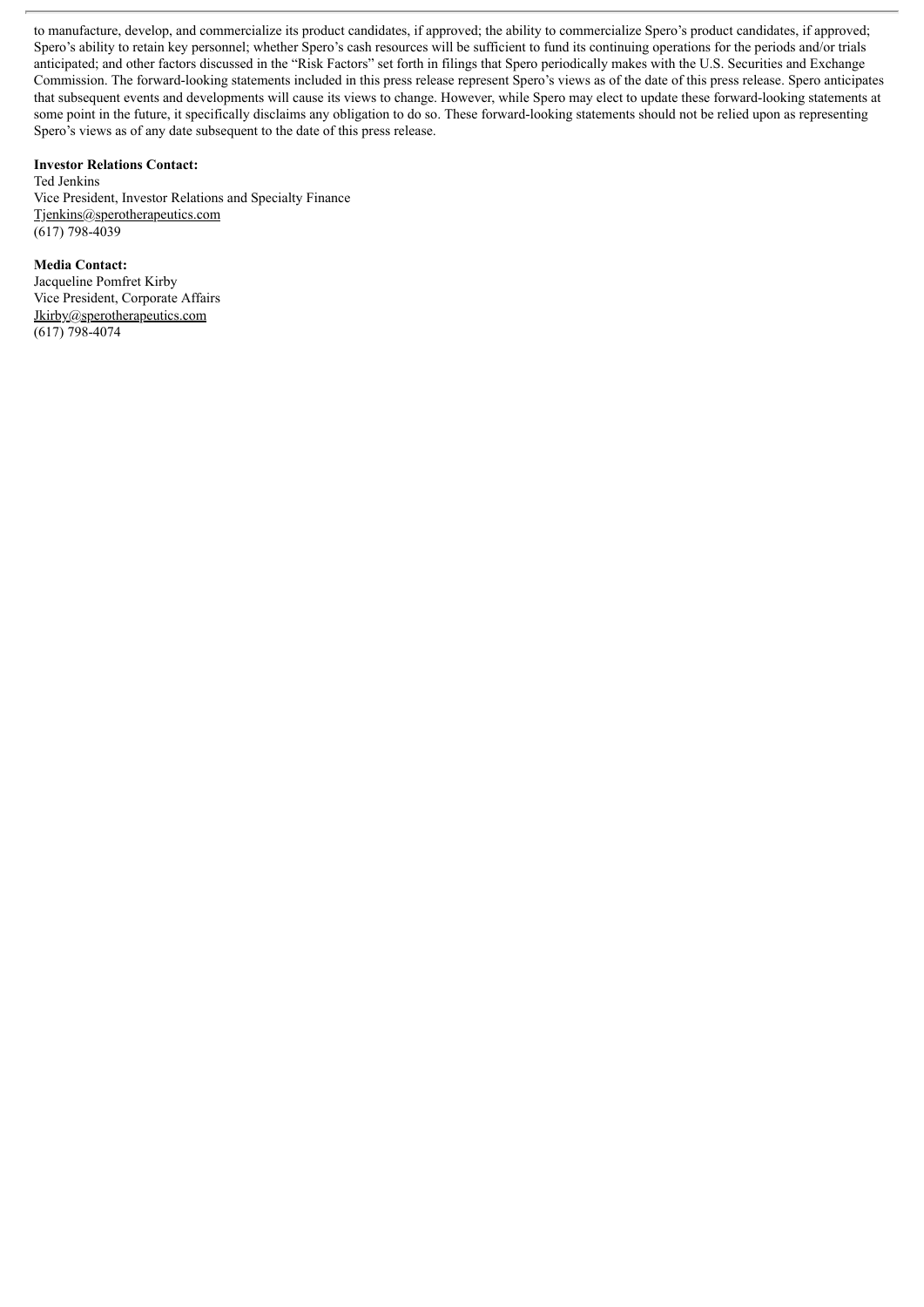to manufacture, develop, and commercialize its product candidates, if approved; the ability to commercialize Spero's product candidates, if approved; Spero's ability to retain key personnel; whether Spero's cash resources will be sufficient to fund its continuing operations for the periods and/or trials anticipated; and other factors discussed in the "Risk Factors" set forth in filings that Spero periodically makes with the U.S. Securities and Exchange Commission. The forward-looking statements included in this press release represent Spero's views as of the date of this press release. Spero anticipates that subsequent events and developments will cause its views to change. However, while Spero may elect to update these forward-looking statements at some point in the future, it specifically disclaims any obligation to do so. These forward-looking statements should not be relied upon as representing Spero's views as of any date subsequent to the date of this press release.

**Investor Relations Contact:**
Ted Jenkins
Vice President, Investor Relations and Specialty Finance
Tjenkins@sperotherapeutics.com
(617) 798-4039

**Media Contact:**
Jacqueline Pomfret Kirby
Vice President, Corporate Affairs
Jkirby@sperotherapeutics.com
(617) 798-4074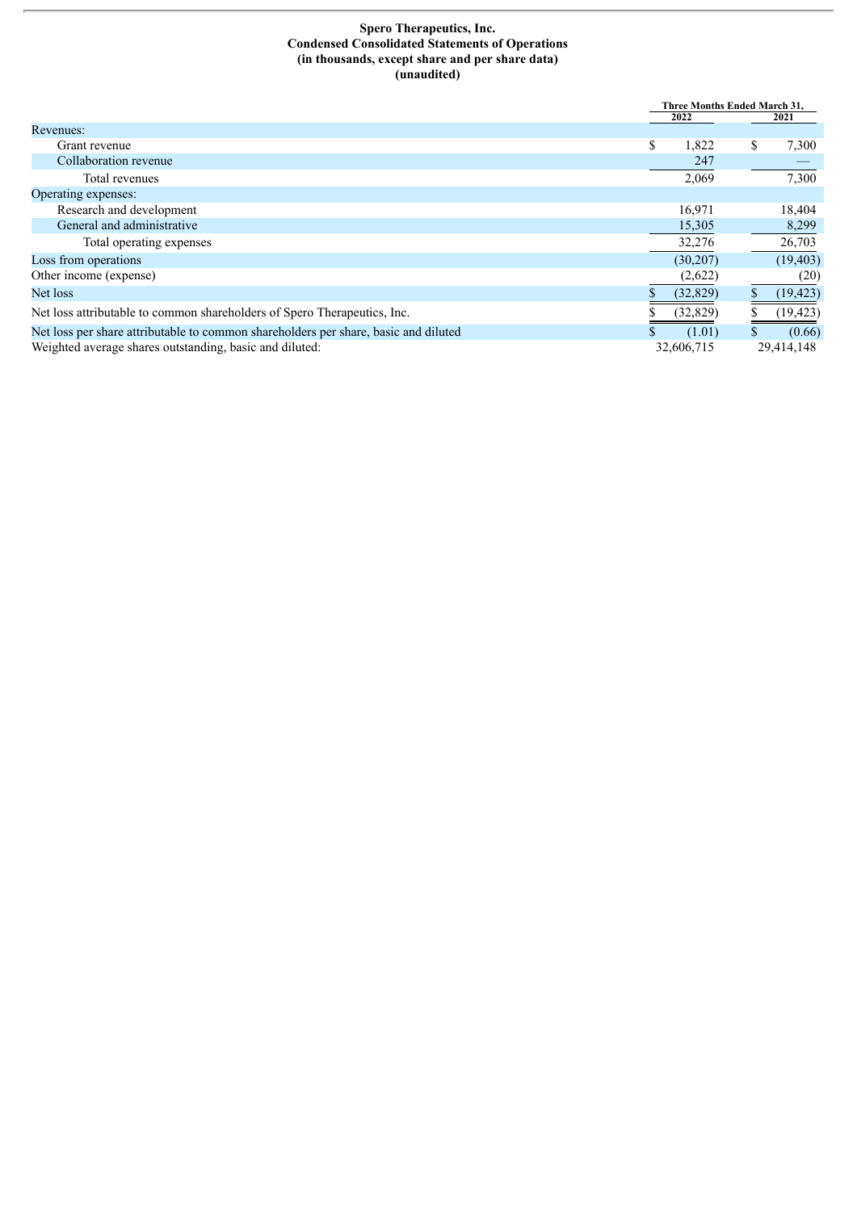**Spero Therapeutics, Inc.**
**Condensed Consolidated Statements of Operations**
**(in thousands, except share and per share data)**
**(unaudited)**

| | Three Months Ended March 31, | |
|---|---|---|
| | 2022 | 2021 |
| Revenues: | | |
| Grant revenue | $ 1,822 | $ 7,300 |
| Collaboration revenue | 247 | — |
| Total revenues | 2,069 | 7,300 |
| Operating expenses: | | |
| Research and development | 16,971 | 18,404 |
| General and administrative | 15,305 | 8,299 |
| Total operating expenses | 32,276 | 26,703 |
| Loss from operations | (30,207) | (19,403) |
| Other income (expense) | (2,622) | (20) |
| Net loss | $ (32,829) | $ (19,423) |
| Net loss attributable to common shareholders of Spero Therapeutics, Inc. | $ (32,829) | $ (19,423) |
| Net loss per share attributable to common shareholders per share, basic and diluted | $ (1.01) | $ (0.66) |
| Weighted average shares outstanding, basic and diluted: | 32,606,715 | 29,414,148 |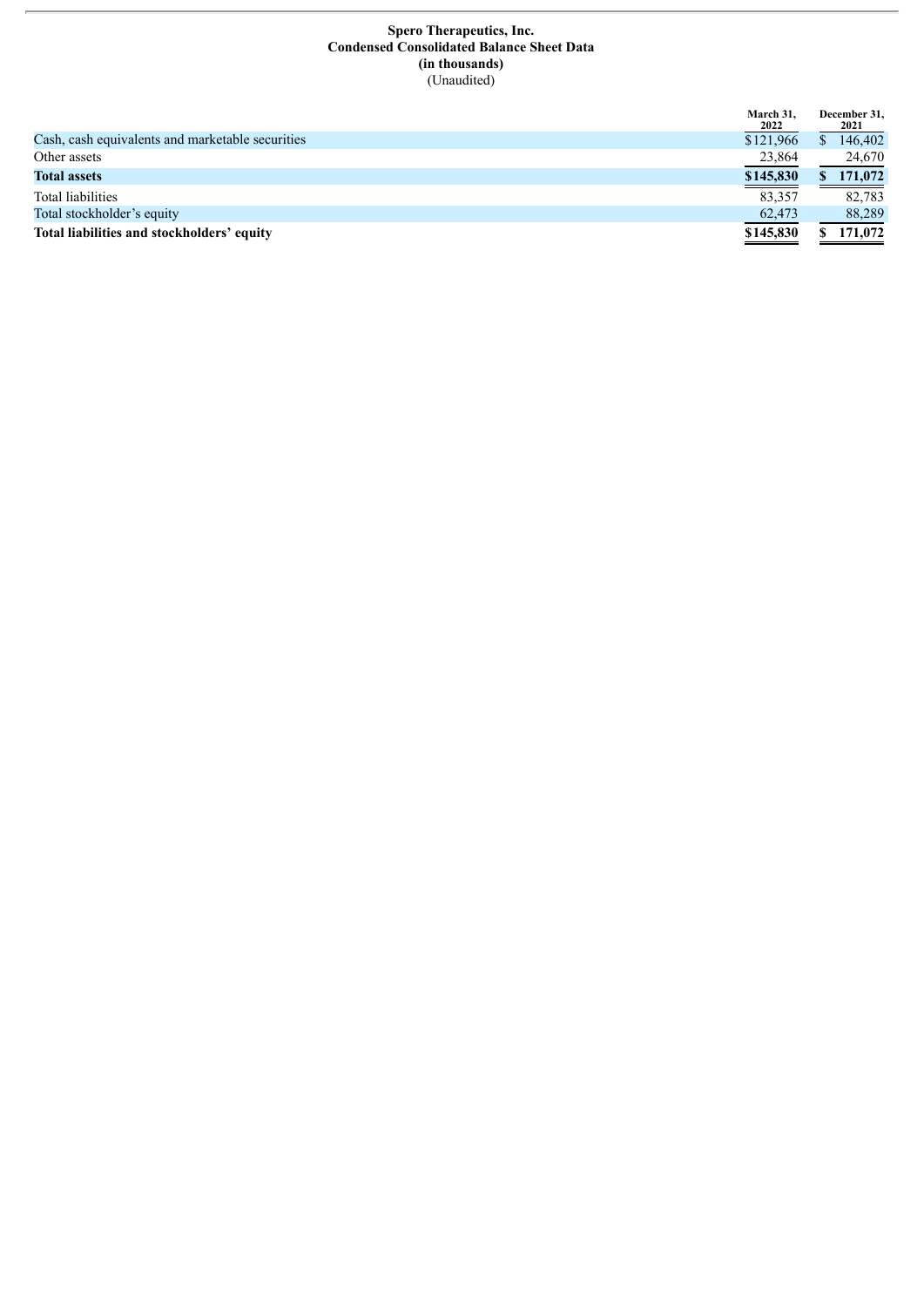**Spero Therapeutics, Inc.**
**Condensed Consolidated Balance Sheet Data**
**(in thousands)**
(Unaudited)

| | March 31, 2022 | December 31, 2021 |
|---|---|---|
| Cash, cash equivalents and marketable securities | $121,966 | $ 146,402 |
| Other assets | 23,864 | 24,670 |
| **Total assets** | **$145,830** | **$ 171,072** |
| Total liabilities | 83,357 | 82,783 |
| Total stockholder's equity | 62,473 | 88,289 |
| **Total liabilities and stockholders' equity** | **$145,830** | **$ 171,072** |